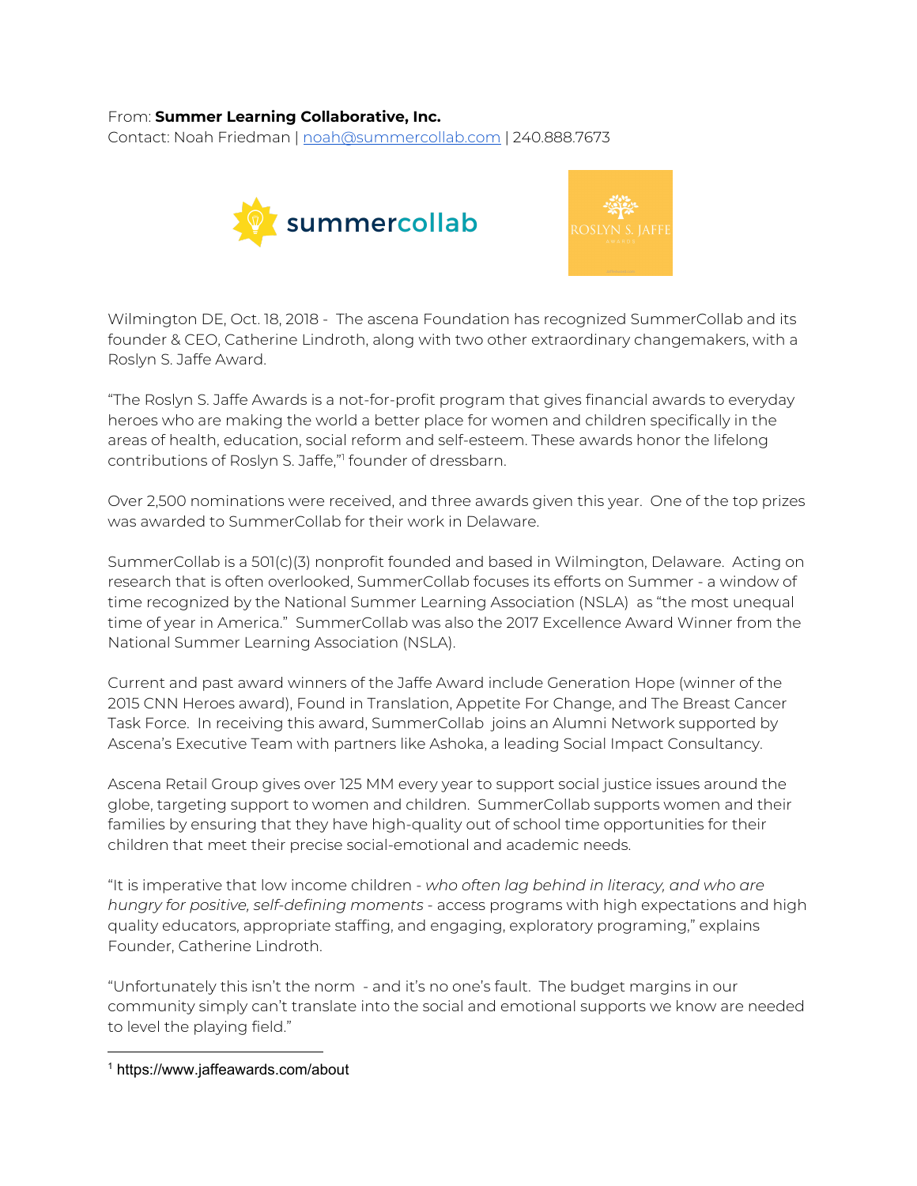From: **Summer Learning Collaborative, Inc.**
Contact: Noah Friedman | noah@summercollab.com | 240.888.7673

Wilmington DE, Oct. 18, 2018 - The ascena Foundation has recognized SummerCollab and its founder & CEO, Catherine Lindroth, along with two other extraordinary changemakers, with a Roslyn S. Jaffe Award.

"The Roslyn S. Jaffe Awards is a not-for-profit program that gives financial awards to everyday heroes who are making the world a better place for women and children specifically in the areas of health, education, social reform and self-esteem. These awards honor the lifelong contributions of Roslyn S. Jaffe,"[1] founder of dressbarn.

Over 2,500 nominations were received, and three awards given this year. One of the top prizes was awarded to SummerCollab for their work in Delaware.

SummerCollab is a 501(c)(3) nonprofit founded and based in Wilmington, Delaware. Acting on research that is often overlooked, SummerCollab focuses its efforts on Summer - a window of time recognized by the National Summer Learning Association (NSLA) as "the most unequal time of year in America." SummerCollab was also the 2017 Excellence Award Winner from the National Summer Learning Association (NSLA).

Current and past award winners of the Jaffe Award include Generation Hope (winner of the 2015 CNN Heroes award), Found in Translation, Appetite For Change, and The Breast Cancer Task Force. In receiving this award, SummerCollab joins an Alumni Network supported by Ascena's Executive Team with partners like Ashoka, a leading Social Impact Consultancy.

Ascena Retail Group gives over 125 MM every year to support social justice issues around the globe, targeting support to women and children. SummerCollab supports women and their families by ensuring that they have high-quality out of school time opportunities for their children that meet their precise social-emotional and academic needs.

"It is imperative that low income children - *who often lag behind in literacy, and who are hungry for positive, self-defining moments* - access programs with high expectations and high quality educators, appropriate staffing, and engaging, exploratory programing," explains Founder, Catherine Lindroth.

"Unfortunately this isn't the norm - and it's no one's fault. The budget margins in our community simply can't translate into the social and emotional supports we know are needed to level the playing field."

[1] https://www.jaffeawards.com/about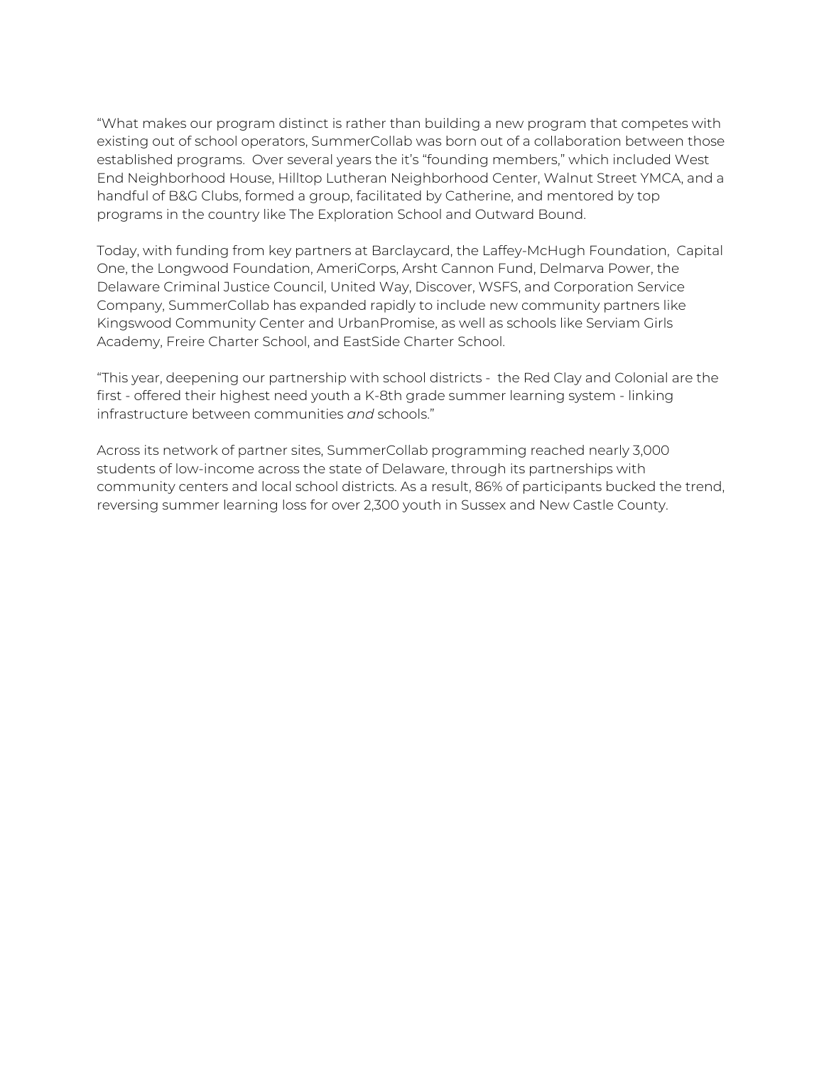"What makes our program distinct is rather than building a new program that competes with existing out of school operators, SummerCollab was born out of a collaboration between those established programs.  Over several years the it's "founding members," which included West End Neighborhood House, Hilltop Lutheran Neighborhood Center, Walnut Street YMCA, and a handful of B&G Clubs, formed a group, facilitated by Catherine, and mentored by top programs in the country like The Exploration School and Outward Bound.

Today, with funding from key partners at Barclaycard, the Laffey-McHugh Foundation,  Capital One, the Longwood Foundation, AmeriCorps, Arsht Cannon Fund, Delmarva Power, the Delaware Criminal Justice Council, United Way, Discover, WSFS, and Corporation Service Company, SummerCollab has expanded rapidly to include new community partners like Kingswood Community Center and UrbanPromise, as well as schools like Serviam Girls Academy, Freire Charter School, and EastSide Charter School.

"This year, deepening our partnership with school districts -  the Red Clay and Colonial are the first - offered their highest need youth a K-8th grade summer learning system - linking infrastructure between communities *and* schools."

Across its network of partner sites, SummerCollab programming reached nearly 3,000 students of low-income across the state of Delaware, through its partnerships with community centers and local school districts. As a result, 86% of participants bucked the trend, reversing summer learning loss for over 2,300 youth in Sussex and New Castle County.